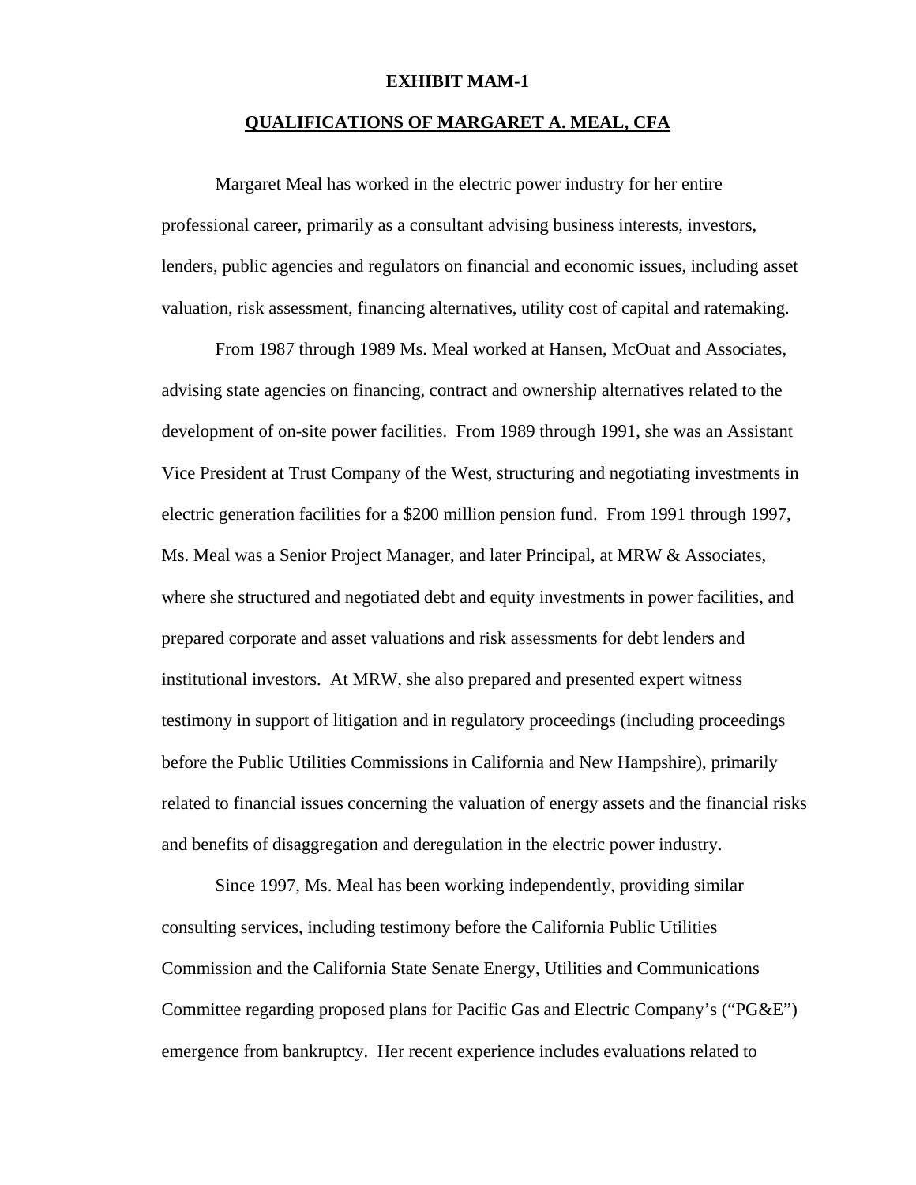**EXHIBIT MAM-1**

**QUALIFICATIONS OF MARGARET A. MEAL, CFA**

Margaret Meal has worked in the electric power industry for her entire professional career, primarily as a consultant advising business interests, investors, lenders, public agencies and regulators on financial and economic issues, including asset valuation, risk assessment, financing alternatives, utility cost of capital and ratemaking.

From 1987 through 1989 Ms. Meal worked at Hansen, McOuat and Associates, advising state agencies on financing, contract and ownership alternatives related to the development of on-site power facilities. From 1989 through 1991, she was an Assistant Vice President at Trust Company of the West, structuring and negotiating investments in electric generation facilities for a $200 million pension fund. From 1991 through 1997, Ms. Meal was a Senior Project Manager, and later Principal, at MRW & Associates, where she structured and negotiated debt and equity investments in power facilities, and prepared corporate and asset valuations and risk assessments for debt lenders and institutional investors. At MRW, she also prepared and presented expert witness testimony in support of litigation and in regulatory proceedings (including proceedings before the Public Utilities Commissions in California and New Hampshire), primarily related to financial issues concerning the valuation of energy assets and the financial risks and benefits of disaggregation and deregulation in the electric power industry.

Since 1997, Ms. Meal has been working independently, providing similar consulting services, including testimony before the California Public Utilities Commission and the California State Senate Energy, Utilities and Communications Committee regarding proposed plans for Pacific Gas and Electric Company's ("PG&E") emergence from bankruptcy. Her recent experience includes evaluations related to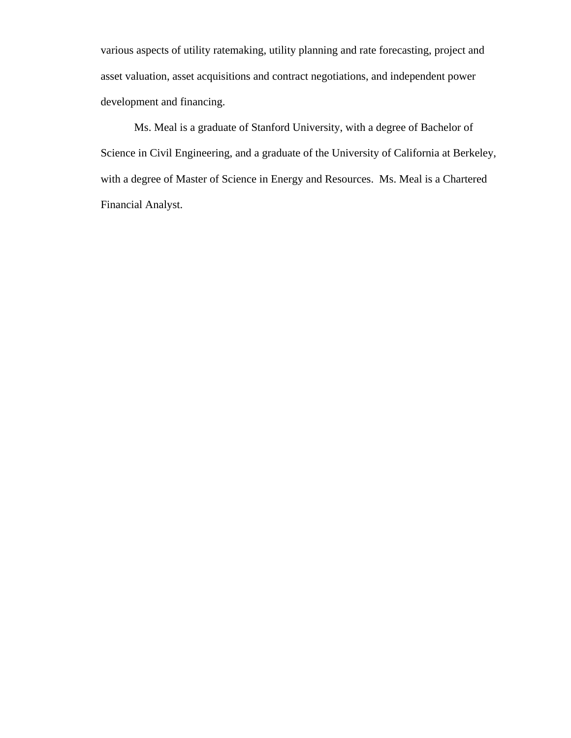various aspects of utility ratemaking, utility planning and rate forecasting, project and asset valuation, asset acquisitions and contract negotiations, and independent power development and financing.

Ms. Meal is a graduate of Stanford University, with a degree of Bachelor of Science in Civil Engineering, and a graduate of the University of California at Berkeley, with a degree of Master of Science in Energy and Resources. Ms. Meal is a Chartered Financial Analyst.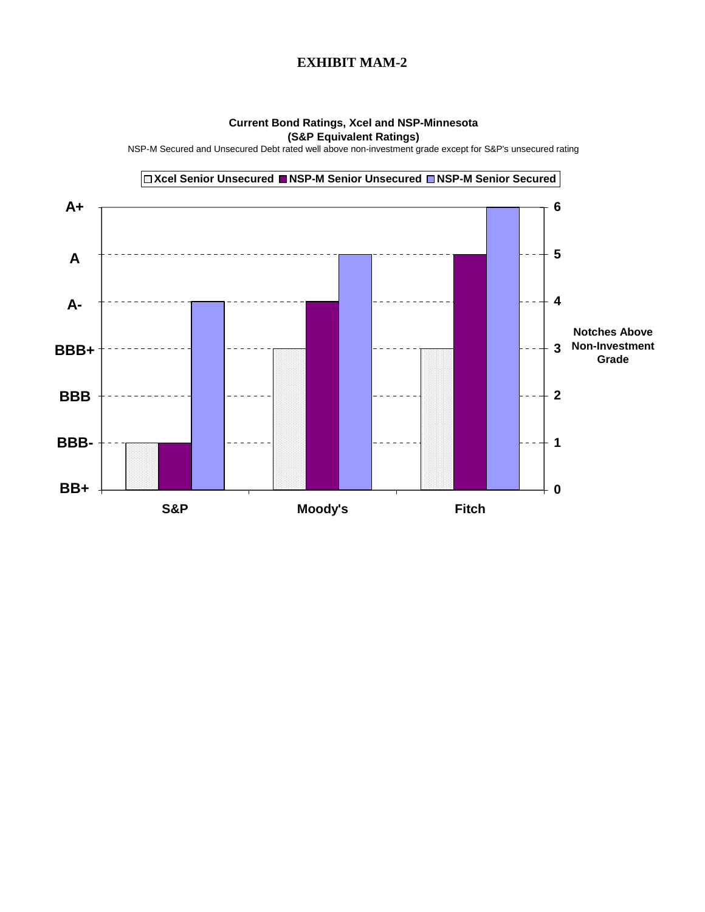# EXHIBIT MAM-2

**Current Bond Ratings, Xcel and NSP-Minnesota**
**(S&P Equivalent Ratings)**

NSP-M Secured and Unsecured Debt rated well above non-investment grade except for S&P's unsecured rating

Xcel Senior Unsecured
NSP-M Senior Unsecured
NSP-M Senior Secured

A+
A
A-
BBB+
BBB
BBB-
BB+

6
5
4
3
2
1
0

Notches Above Non-Investment Grade

S&P
Moody's
Fitch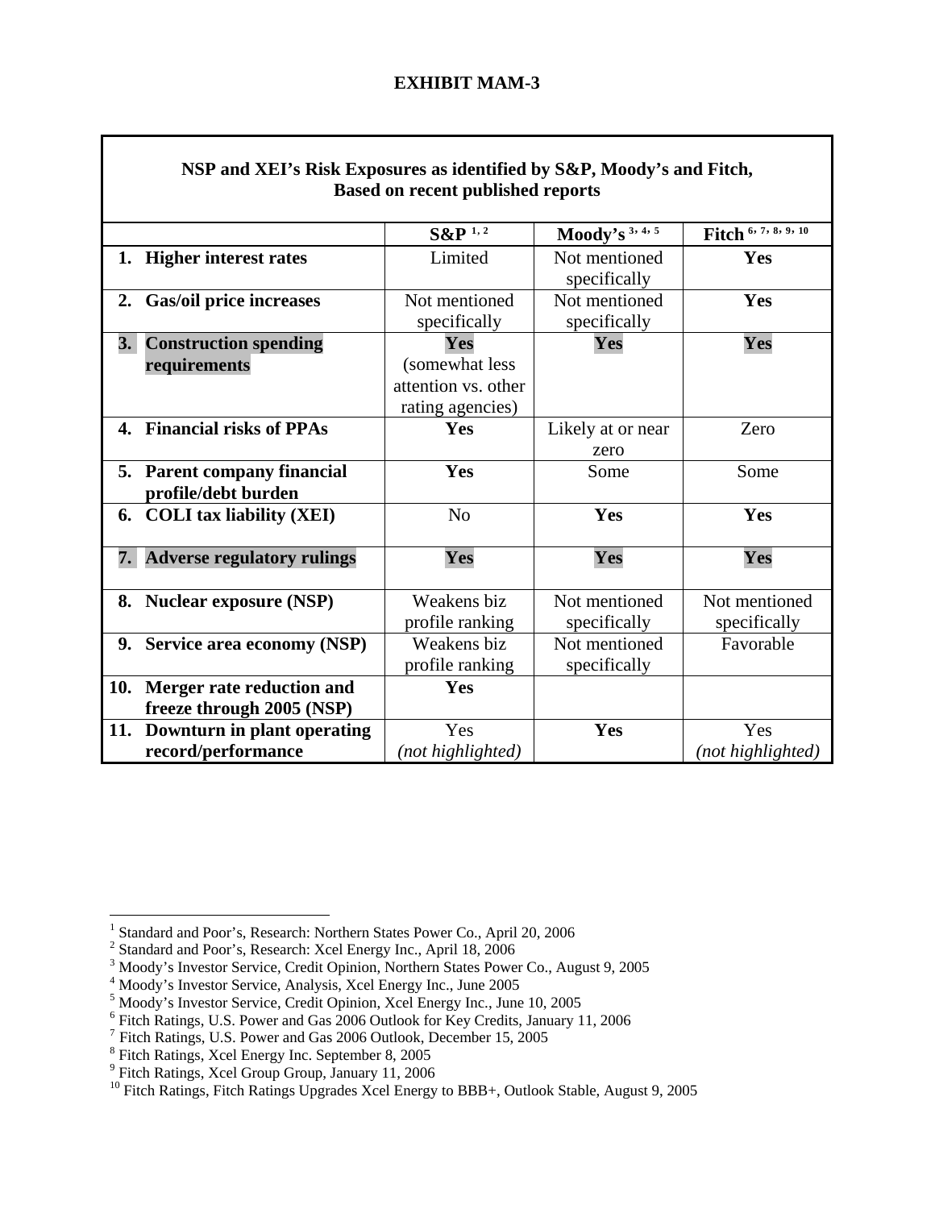# EXHIBIT MAM-3

| NSP and XEI's Risk Exposures as identified by S&P, Moody's and Fitch, Based on recent published reports | | | |
|---|---|---|---|
| | **S&P** [1, 2] | **Moody's** [3, 4, 5] | **Fitch** [6, 7, 8, 9, 10] |
| **1. Higher interest rates** | Limited | Not mentioned specifically | **Yes** |
| **2. Gas/oil price increases** | Not mentioned specifically | Not mentioned specifically | **Yes** |
| **3. Construction spending requirements** | **Yes** (somewhat less attention vs. other rating agencies) | **Yes** | **Yes** |
| **4. Financial risks of PPAs** | **Yes** | Likely at or near zero | Zero |
| **5. Parent company financial profile/debt burden** | **Yes** | Some | Some |
| **6. COLI tax liability (XEI)** | No | **Yes** | **Yes** |
| **7. Adverse regulatory rulings** | **Yes** | **Yes** | **Yes** |
| **8. Nuclear exposure (NSP)** | Weakens biz profile ranking | Not mentioned specifically | Not mentioned specifically |
| **9. Service area economy (NSP)** | Weakens biz profile ranking | Not mentioned specifically | Favorable |
| **10. Merger rate reduction and freeze through 2005 (NSP)** | **Yes** | | |
| **11. Downturn in plant operating record/performance** | Yes *(not highlighted)* | **Yes** | Yes *(not highlighted)* |

[1] Standard and Poor's, Research: Northern States Power Co., April 20, 2006
[2] Standard and Poor's, Research: Xcel Energy Inc., April 18, 2006
[3] Moody's Investor Service, Credit Opinion, Northern States Power Co., August 9, 2005
[4] Moody's Investor Service, Analysis, Xcel Energy Inc., June 2005
[5] Moody's Investor Service, Credit Opinion, Xcel Energy Inc., June 10, 2005
[6] Fitch Ratings, U.S. Power and Gas 2006 Outlook for Key Credits, January 11, 2006
[7] Fitch Ratings, U.S. Power and Gas 2006 Outlook, December 15, 2005
[8] Fitch Ratings, Xcel Energy Inc. September 8, 2005
[9] Fitch Ratings, Xcel Group Group, January 11, 2006
[10] Fitch Ratings, Fitch Ratings Upgrades Xcel Energy to BBB+, Outlook Stable, August 9, 2005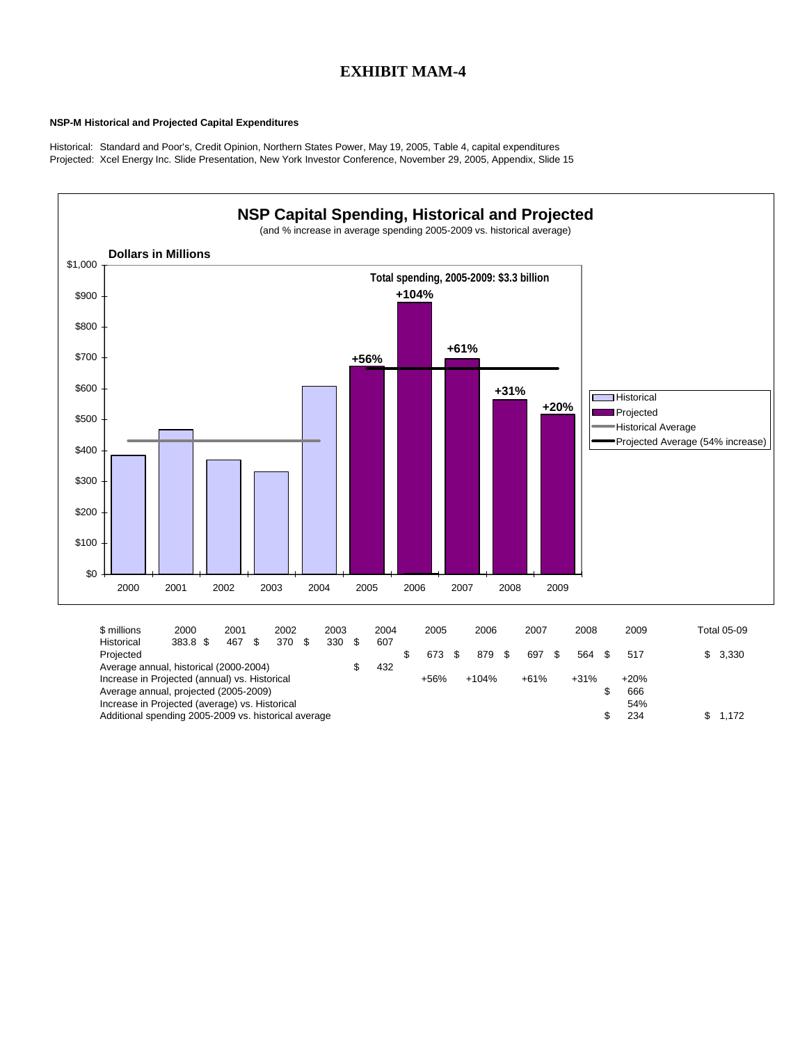# EXHIBIT MAM-4

**NSP-M Historical and Projected Capital Expenditures**

Historical: Standard and Poor's, Credit Opinion, Northern States Power, May 19, 2005, Table 4, capital expenditures
Projected: Xcel Energy Inc. Slide Presentation, New York Investor Conference, November 29, 2005, Appendix, Slide 15

**NSP Capital Spending, Historical and Projected**
(and % increase in average spending 2005-2009 vs. historical average)

**Dollars in Millions**

$1,000
$900
$800
$700
$600
$500
$400
$300
$200
$100
$0

2000 2001 2002 2003 2004 2005 2006 2007 2008 2009

**Total spending, 2005-2009: $3.3 billion**

**+56%** **+104%** **+61%** **+31%** **+20%**

Historical
Projected
Historical Average
Projected Average (54% increase)

| $ millions | 2000 | 2001 | 2002 | 2003 | 2004 | 2005 | 2006 | 2007 | 2008 | 2009 | Total 05-09 |
|---|---|---|---|---|---|---|---|---|---|---|---|
| Historical | 383.8 | $ 467 | $ 370 | $ 330 | $ 607 | | | | | | |
| Projected | | | | | | $ 673 | $ 879 | $ 697 | $ 564 | $ 517 | $ 3,330 |
| Average annual, historical (2000-2004) | | | | | $ 432 | | | | | | |
| Increase in Projected (annual) vs. Historical | | | | | | +56% | +104% | +61% | +31% | +20% | |
| Average annual, projected (2005-2009) | | | | | | | | | | $ 666 | |
| Increase in Projected (average) vs. Historical | | | | | | | | | | 54% | |
| Additional spending 2005-2009 vs. historical average | | | | | | | | | | $ 234 | $ 1,172 |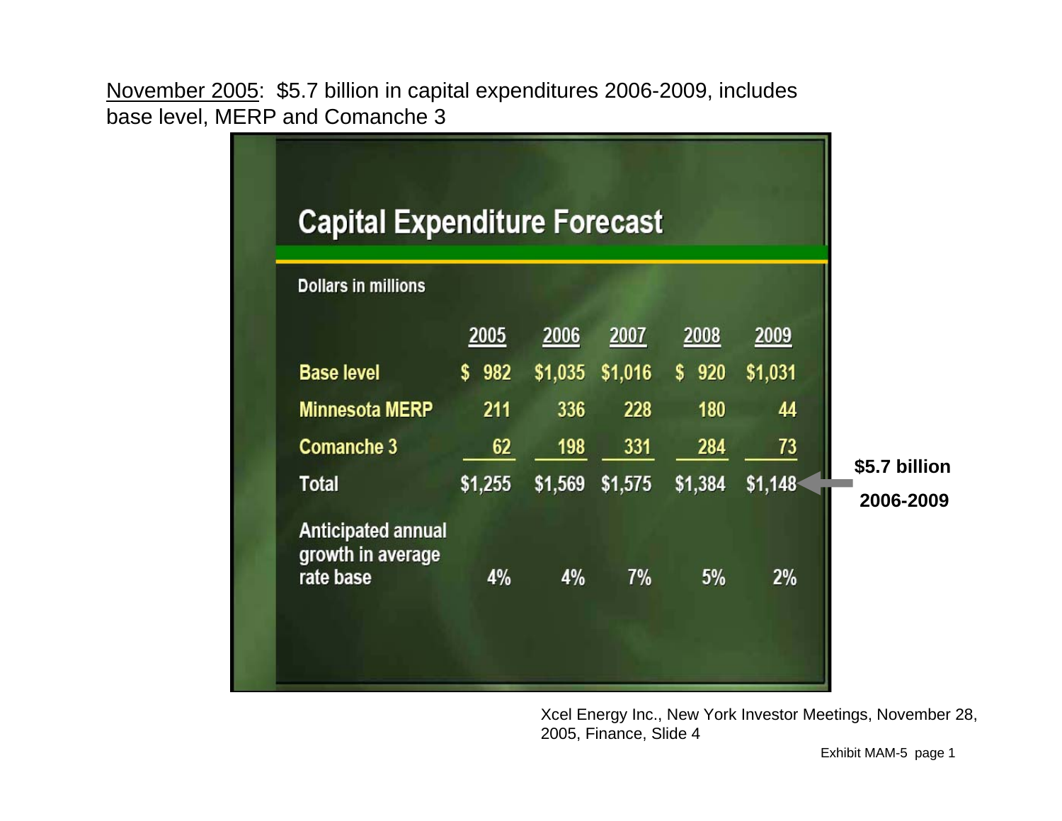<u>November 2005</u>: $5.7 billion in capital expenditures 2006-2009, includes base level, MERP and Comanche 3

## Capital Expenditure Forecast

Dollars in millions

| | 2005 | 2006 | 2007 | 2008 | 2009 |
|---|---|---|---|---|---|
| Base level | $ 982 | $1,035 | $1,016 | $ 920 | $1,031 |
| Minnesota MERP | 211 | 336 | 228 | 180 | 44 |
| Comanche 3 | 62 | 198 | 331 | 284 | 73 |
| Total | $1,255 | $1,569 | $1,575 | $1,384 | $1,148 |
| Anticipated annual growth in average rate base | 4% | 4% | 7% | 5% | 2% |

**$5.7 billion**

**2006-2009**

Xcel Energy Inc., New York Investor Meetings, November 28, 2005, Finance, Slide 4

Exhibit MAM-5 page 1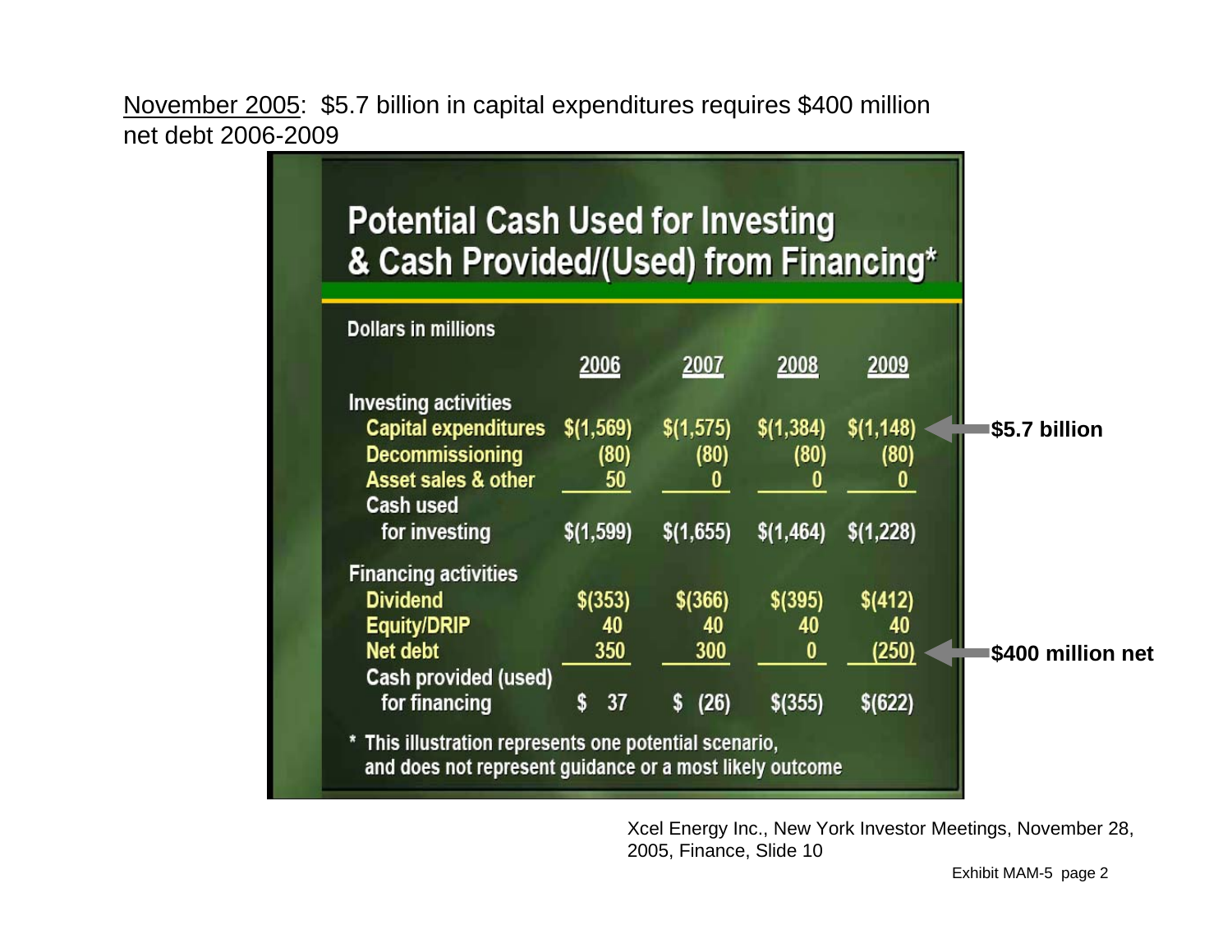November 2005: $5.7 billion in capital expenditures requires $400 million net debt 2006-2009

## Potential Cash Used for Investing & Cash Provided/(Used) from Financing*

Dollars in millions

| | 2006 | 2007 | 2008 | 2009 | |
|---|---|---|---|---|---|
| **Investing activities** | | | | | |
| Capital expenditures | $(1,569) | $(1,575) | $(1,384) | $(1,148) | **$5.7 billion** |
| Decommissioning | (80) | (80) | (80) | (80) | |
| Asset sales & other | 50 | 0 | 0 | 0 | |
| Cash used for investing | $(1,599) | $(1,655) | $(1,464) | $(1,228) | |
| **Financing activities** | | | | | |
| Dividend | $(353) | $(366) | $(395) | $(412) | |
| Equity/DRIP | 40 | 40 | 40 | 40 | |
| Net debt | 350 | 300 | 0 | (250) | **$400 million net** |
| Cash provided (used) for financing | $ 37 | $ (26) | $(355) | $(622) | |

* This illustration represents one potential scenario, and does not represent guidance or a most likely outcome

Xcel Energy Inc., New York Investor Meetings, November 28, 2005, Finance, Slide 10

Exhibit MAM-5 page 2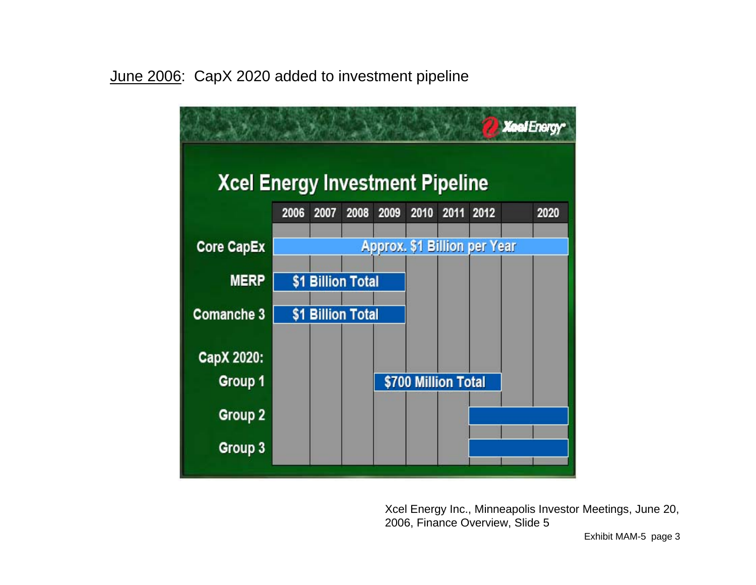June 2006: CapX 2020 added to investment pipeline

Xcel Energy

# Xcel Energy Investment Pipeline

2006 2007 2008 2009 2010 2011 2012 2020

Core CapEx

Approx. $1 Billion per Year

MERP

$1 Billion Total

Comanche 3

$1 Billion Total

CapX 2020:

Group 1

$700 Million Total

Group 2

Group 3

Xcel Energy Inc., Minneapolis Investor Meetings, June 20, 2006, Finance Overview, Slide 5

Exhibit MAM-5 page 3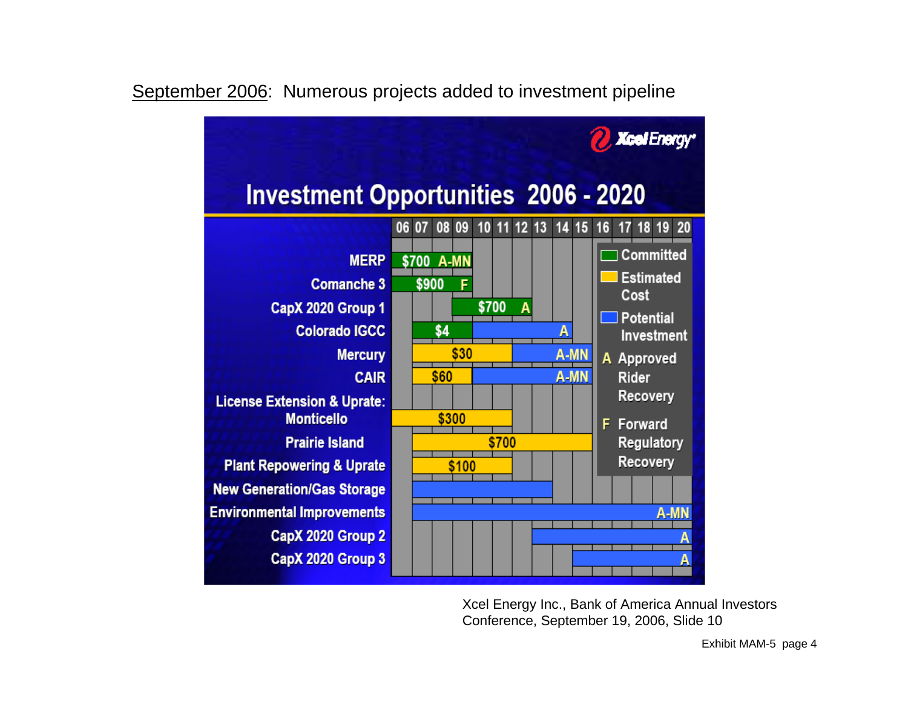September 2006: Numerous projects added to investment pipeline

Xcel Energy

Investment Opportunities 2006 - 2020

06 07 08 09 10 11 12 13 14 15 16 17 18 19 20

MERP
$700 A-MN

Comanche 3
$900 F

CapX 2020 Group 1
$700 A

Colorado IGCC
$4
A

Mercury
$30
A-MN

CAIR
$60
A-MN

License Extension & Uprate:
Monticello
$300

Prairie Island
$700

Plant Repowering & Uprate
$100

New Generation/Gas Storage

Environmental Improvements
A-MN

CapX 2020 Group 2
A

CapX 2020 Group 3
A

Committed
Estimated Cost
Potential Investment
A Approved Rider Recovery
F Forward Regulatory Recovery

Xcel Energy Inc., Bank of America Annual Investors Conference, September 19, 2006, Slide 10

Exhibit MAM-5 page 4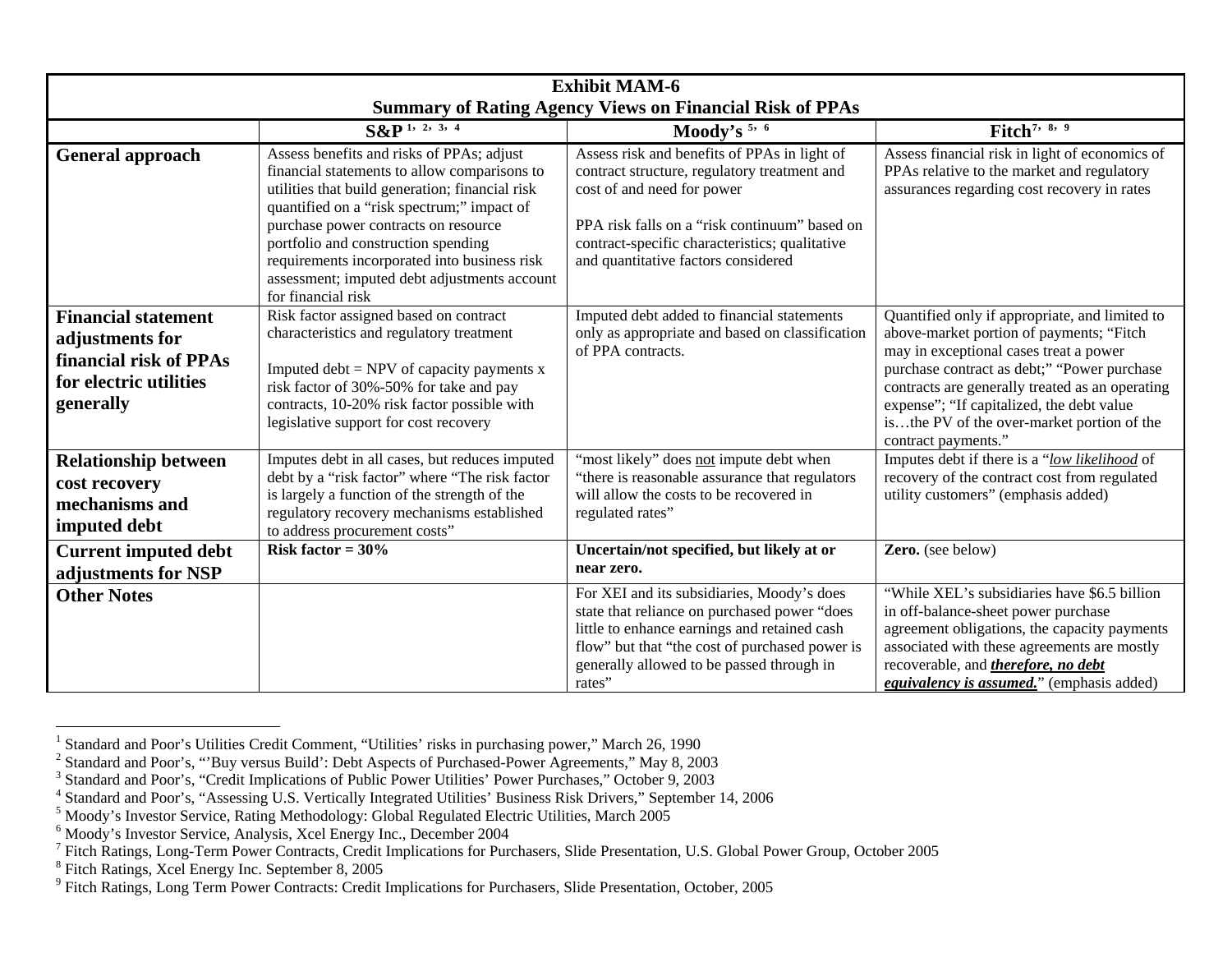| Exhibit MAM-6<br>Summary of Rating Agency Views on Financial Risk of PPAs | | | |
|---|---|---|---|
| | **S&P** [1, 2, 3, 4] | **Moody's** [5, 6] | **Fitch**[7, 8, 9] |
| **General approach** | Assess benefits and risks of PPAs; adjust financial statements to allow comparisons to utilities that build generation; financial risk quantified on a "risk spectrum;" impact of purchase power contracts on resource portfolio and construction spending requirements incorporated into business risk assessment; imputed debt adjustments account for financial risk | Assess risk and benefits of PPAs in light of contract structure, regulatory treatment and cost of and need for power<br><br>PPA risk falls on a "risk continuum" based on contract-specific characteristics; qualitative and quantitative factors considered | Assess financial risk in light of economics of PPAs relative to the market and regulatory assurances regarding cost recovery in rates |
| **Financial statement adjustments for financial risk of PPAs for electric utilities generally** | Risk factor assigned based on contract characteristics and regulatory treatment<br><br>Imputed debt = NPV of capacity payments x risk factor of 30%-50% for take and pay contracts, 10-20% risk factor possible with legislative support for cost recovery | Imputed debt added to financial statements only as appropriate and based on classification of PPA contracts. | Quantified only if appropriate, and limited to above-market portion of payments; "Fitch may in exceptional cases treat a power purchase contract as debt;" "Power purchase contracts are generally treated as an operating expense"; "If capitalized, the debt value is…the PV of the over-market portion of the contract payments." |
| **Relationship between cost recovery mechanisms and imputed debt** | Imputes debt in all cases, but reduces imputed debt by a "risk factor" where "The risk factor is largely a function of the strength of the regulatory recovery mechanisms established to address procurement costs" | "most likely" does <u>not</u> impute debt when "there is reasonable assurance that regulators will allow the costs to be recovered in regulated rates" | Imputes debt if there is a "***<u>low likelihood</u>*** of recovery of the contract cost from regulated utility customers" (emphasis added) |
| **Current imputed debt adjustments for NSP** | **Risk factor = 30%** | **Uncertain/not specified, but likely at or near zero.** | **Zero.** (see below) |
| **Other Notes** | | For XEI and its subsidiaries, Moody's does state that reliance on purchased power "does little to enhance earnings and retained cash flow" but that "the cost of purchased power is generally allowed to be passed through in rates" | "While XEL's subsidiaries have $6.5 billion in off-balance-sheet power purchase agreement obligations, the capacity payments associated with these agreements are mostly recoverable, and ***<u>therefore, no debt equivalency is assumed.</u>***" (emphasis added) |

[1] Standard and Poor's Utilities Credit Comment, "Utilities' risks in purchasing power," March 26, 1990
[2] Standard and Poor's, "'Buy versus Build': Debt Aspects of Purchased-Power Agreements," May 8, 2003
[3] Standard and Poor's, "Credit Implications of Public Power Utilities' Power Purchases," October 9, 2003
[4] Standard and Poor's, "Assessing U.S. Vertically Integrated Utilities' Business Risk Drivers," September 14, 2006
[5] Moody's Investor Service, Rating Methodology: Global Regulated Electric Utilities, March 2005
[6] Moody's Investor Service, Analysis, Xcel Energy Inc., December 2004
[7] Fitch Ratings, Long-Term Power Contracts, Credit Implications for Purchasers, Slide Presentation, U.S. Global Power Group, October 2005
[8] Fitch Ratings, Xcel Energy Inc. September 8, 2005
[9] Fitch Ratings, Long Term Power Contracts: Credit Implications for Purchasers, Slide Presentation, October, 2005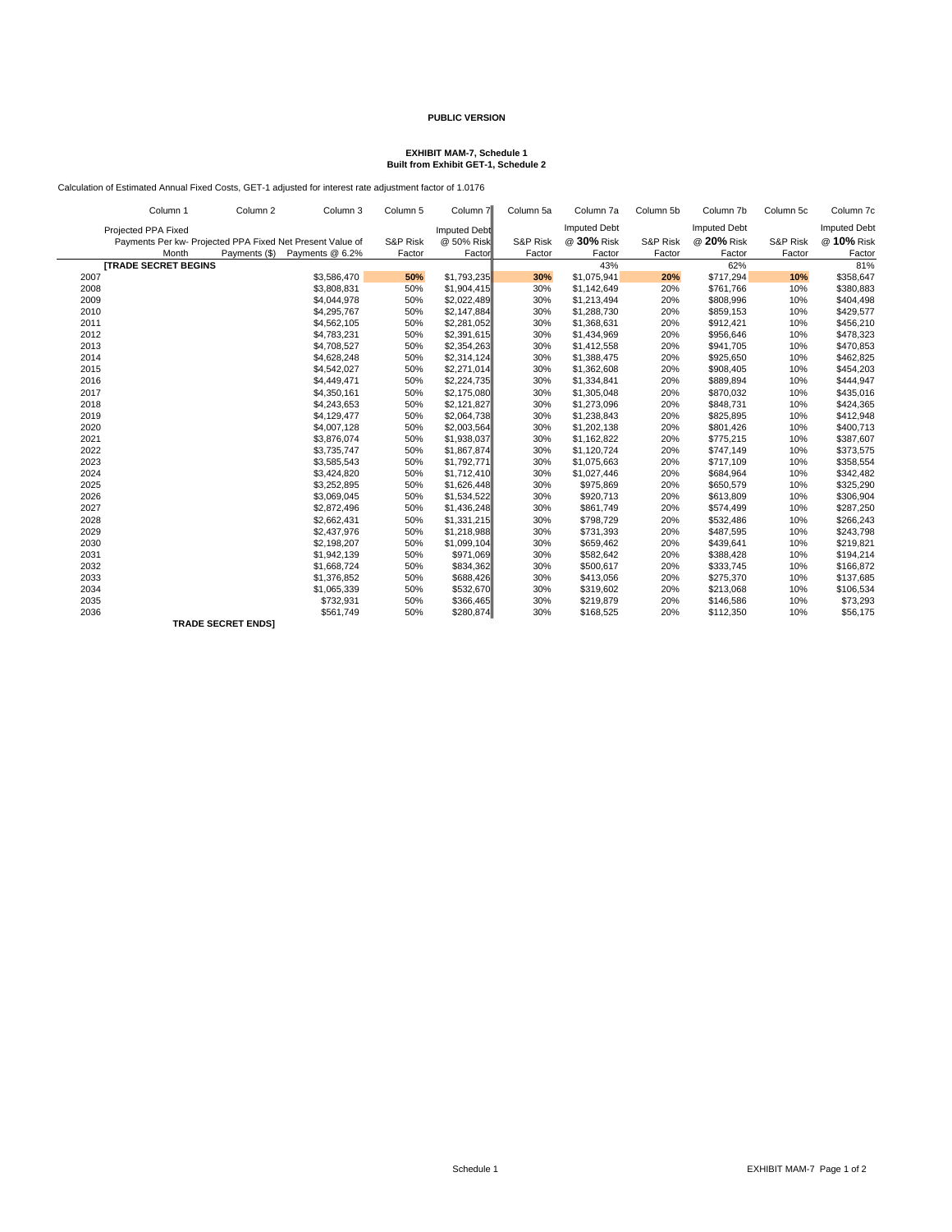**PUBLIC VERSION**

**EXHIBIT MAM-7, Schedule 1**
**Built from Exhibit GET-1, Schedule 2**

Calculation of Estimated Annual Fixed Costs, GET-1 adjusted for interest rate adjustment factor of 1.0176

| Column 1 | Column 2 | Column 3 | Column 5 | Column 7 | Column 5a | Column 7a | Column 5b | Column 7b | Column 5c | Column 7c |
|---|---|---|---|---|---|---|---|---|---|---|
| Projected PPA Fixed Payments Per kw-Month | Projected PPA Fixed Payments ($) | Net Present Value of Payments @ 6.2% | S&P Risk Factor | Imputed Debt @ 50% Risk Factor | S&P Risk Factor | Imputed Debt @ **30%** Risk Factor | S&P Risk Factor | Imputed Debt @ **20%** Risk Factor | S&P Risk Factor | Imputed Debt @ **10%** Risk Factor |
| **[TRADE SECRET BEGINS** | | | | | | 43% | | 62% | | 81% |
| 2007 | | $3,586,470 | **50%** | $1,793,235 | **30%** | $1,075,941 | **20%** | $717,294 | **10%** | $358,647 |
| 2008 | | $3,808,831 | 50% | $1,904,415 | 30% | $1,142,649 | 20% | $761,766 | 10% | $380,883 |
| 2009 | | $4,044,978 | 50% | $2,022,489 | 30% | $1,213,494 | 20% | $808,996 | 10% | $404,498 |
| 2010 | | $4,295,767 | 50% | $2,147,884 | 30% | $1,288,730 | 20% | $859,153 | 10% | $429,577 |
| 2011 | | $4,562,105 | 50% | $2,281,052 | 30% | $1,368,631 | 20% | $912,421 | 10% | $456,210 |
| 2012 | | $4,783,231 | 50% | $2,391,615 | 30% | $1,434,969 | 20% | $956,646 | 10% | $478,323 |
| 2013 | | $4,708,527 | 50% | $2,354,263 | 30% | $1,412,558 | 20% | $941,705 | 10% | $470,853 |
| 2014 | | $4,628,248 | 50% | $2,314,124 | 30% | $1,388,475 | 20% | $925,650 | 10% | $462,825 |
| 2015 | | $4,542,027 | 50% | $2,271,014 | 30% | $1,362,608 | 20% | $908,405 | 10% | $454,203 |
| 2016 | | $4,449,471 | 50% | $2,224,735 | 30% | $1,334,841 | 20% | $889,894 | 10% | $444,947 |
| 2017 | | $4,350,161 | 50% | $2,175,080 | 30% | $1,305,048 | 20% | $870,032 | 10% | $435,016 |
| 2018 | | $4,243,653 | 50% | $2,121,827 | 30% | $1,273,096 | 20% | $848,731 | 10% | $424,365 |
| 2019 | | $4,129,477 | 50% | $2,064,738 | 30% | $1,238,843 | 20% | $825,895 | 10% | $412,948 |
| 2020 | | $4,007,128 | 50% | $2,003,564 | 30% | $1,202,138 | 20% | $801,426 | 10% | $400,713 |
| 2021 | | $3,876,074 | 50% | $1,938,037 | 30% | $1,162,822 | 20% | $775,215 | 10% | $387,607 |
| 2022 | | $3,735,747 | 50% | $1,867,874 | 30% | $1,120,724 | 20% | $747,149 | 10% | $373,575 |
| 2023 | | $3,585,543 | 50% | $1,792,771 | 30% | $1,075,663 | 20% | $717,109 | 10% | $358,554 |
| 2024 | | $3,424,820 | 50% | $1,712,410 | 30% | $1,027,446 | 20% | $684,964 | 10% | $342,482 |
| 2025 | | $3,252,895 | 50% | $1,626,448 | 30% | $975,869 | 20% | $650,579 | 10% | $325,290 |
| 2026 | | $3,069,045 | 50% | $1,534,522 | 30% | $920,713 | 20% | $613,809 | 10% | $306,904 |
| 2027 | | $2,872,496 | 50% | $1,436,248 | 30% | $861,749 | 20% | $574,499 | 10% | $287,250 |
| 2028 | | $2,662,431 | 50% | $1,331,215 | 30% | $798,729 | 20% | $532,486 | 10% | $266,243 |
| 2029 | | $2,437,976 | 50% | $1,218,988 | 30% | $731,393 | 20% | $487,595 | 10% | $243,798 |
| 2030 | | $2,198,207 | 50% | $1,099,104 | 30% | $659,462 | 20% | $439,641 | 10% | $219,821 |
| 2031 | | $1,942,139 | 50% | $971,069 | 30% | $582,642 | 20% | $388,428 | 10% | $194,214 |
| 2032 | | $1,668,724 | 50% | $834,362 | 30% | $500,617 | 20% | $333,745 | 10% | $166,872 |
| 2033 | | $1,376,852 | 50% | $688,426 | 30% | $413,056 | 20% | $275,370 | 10% | $137,685 |
| 2034 | | $1,065,339 | 50% | $532,670 | 30% | $319,602 | 20% | $213,068 | 10% | $106,534 |
| 2035 | | $732,931 | 50% | $366,465 | 30% | $219,879 | 20% | $146,586 | 10% | $73,293 |
| 2036 | | $561,749 | 50% | $280,874 | 30% | $168,525 | 20% | $112,350 | 10% | $56,175 |
| | **TRADE SECRET ENDS]** | | | | | | | | | |

Schedule 1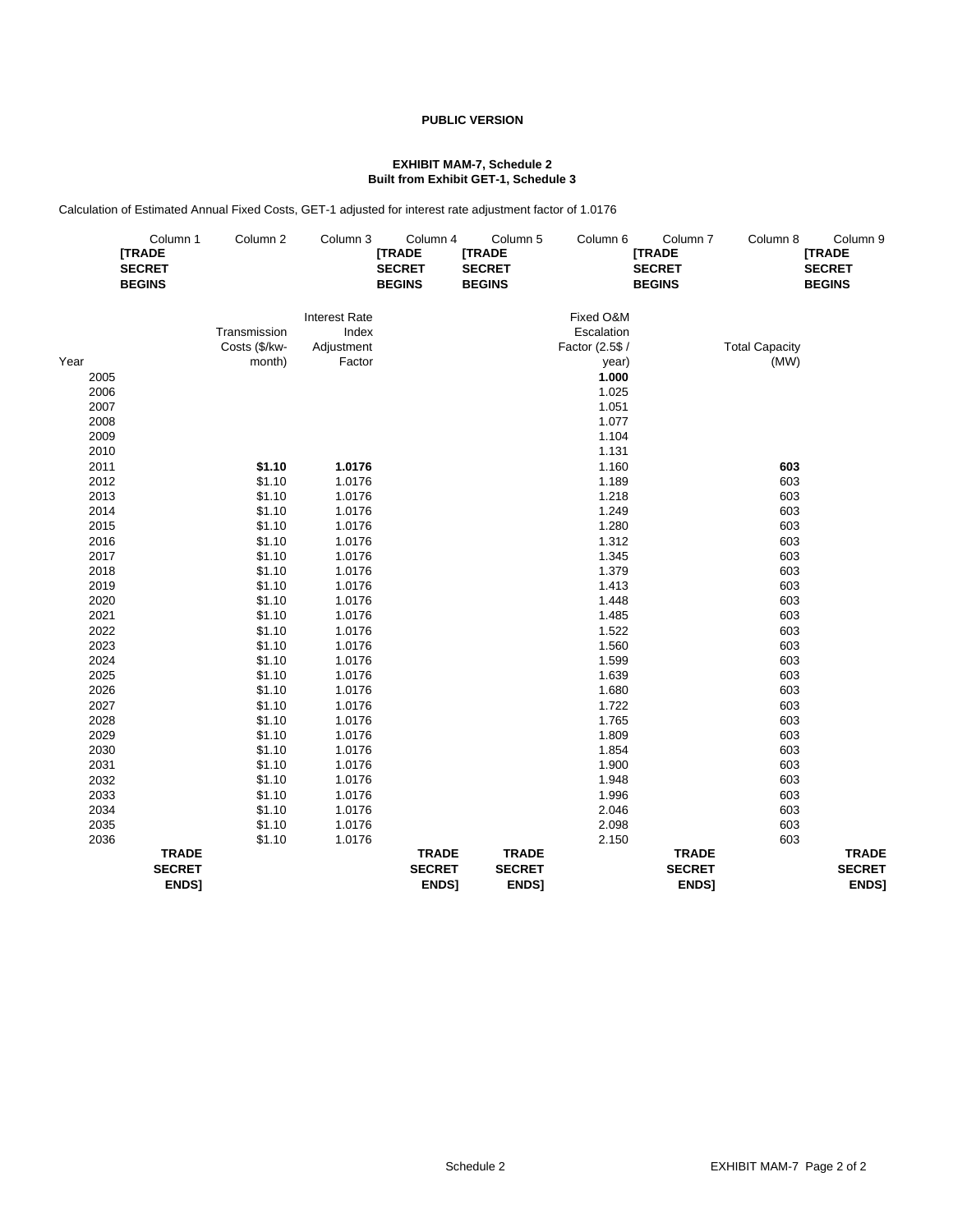**PUBLIC VERSION**

**EXHIBIT MAM-7, Schedule 2**
**Built from Exhibit GET-1, Schedule 3**

Calculation of Estimated Annual Fixed Costs, GET-1 adjusted for interest rate adjustment factor of 1.0176

| | Column 1 | Column 2 | Column 3 | Column 4 | Column 5 | Column 6 | Column 7 | Column 8 | Column 9 |
|---|---|---|---|---|---|---|---|---|---|
| | **[TRADE SECRET BEGINS** | | | **[TRADE SECRET BEGINS** | **[TRADE SECRET BEGINS** | | **[TRADE SECRET BEGINS** | | **[TRADE SECRET BEGINS** |
| Year | | Transmission Costs ($/kw-month) | Interest Rate Index Adjustment Factor | | | Fixed O&M Escalation Factor (2.5$ / year) | | Total Capacity (MW) | |
| 2005 | | | | | | **1.000** | | | |
| 2006 | | | | | | 1.025 | | | |
| 2007 | | | | | | 1.051 | | | |
| 2008 | | | | | | 1.077 | | | |
| 2009 | | | | | | 1.104 | | | |
| 2010 | | | | | | 1.131 | | | |
| 2011 | | **$1.10** | **1.0176** | | | 1.160 | | **603** | |
| 2012 | | $1.10 | 1.0176 | | | 1.189 | | 603 | |
| 2013 | | $1.10 | 1.0176 | | | 1.218 | | 603 | |
| 2014 | | $1.10 | 1.0176 | | | 1.249 | | 603 | |
| 2015 | | $1.10 | 1.0176 | | | 1.280 | | 603 | |
| 2016 | | $1.10 | 1.0176 | | | 1.312 | | 603 | |
| 2017 | | $1.10 | 1.0176 | | | 1.345 | | 603 | |
| 2018 | | $1.10 | 1.0176 | | | 1.379 | | 603 | |
| 2019 | | $1.10 | 1.0176 | | | 1.413 | | 603 | |
| 2020 | | $1.10 | 1.0176 | | | 1.448 | | 603 | |
| 2021 | | $1.10 | 1.0176 | | | 1.485 | | 603 | |
| 2022 | | $1.10 | 1.0176 | | | 1.522 | | 603 | |
| 2023 | | $1.10 | 1.0176 | | | 1.560 | | 603 | |
| 2024 | | $1.10 | 1.0176 | | | 1.599 | | 603 | |
| 2025 | | $1.10 | 1.0176 | | | 1.639 | | 603 | |
| 2026 | | $1.10 | 1.0176 | | | 1.680 | | 603 | |
| 2027 | | $1.10 | 1.0176 | | | 1.722 | | 603 | |
| 2028 | | $1.10 | 1.0176 | | | 1.765 | | 603 | |
| 2029 | | $1.10 | 1.0176 | | | 1.809 | | 603 | |
| 2030 | | $1.10 | 1.0176 | | | 1.854 | | 603 | |
| 2031 | | $1.10 | 1.0176 | | | 1.900 | | 603 | |
| 2032 | | $1.10 | 1.0176 | | | 1.948 | | 603 | |
| 2033 | | $1.10 | 1.0176 | | | 1.996 | | 603 | |
| 2034 | | $1.10 | 1.0176 | | | 2.046 | | 603 | |
| 2035 | | $1.10 | 1.0176 | | | 2.098 | | 603 | |
| 2036 | | $1.10 | 1.0176 | | | 2.150 | | 603 | |
| | **TRADE SECRET ENDS]** | | | **TRADE SECRET ENDS]** | **TRADE SECRET ENDS]** | | **TRADE SECRET ENDS]** | | **TRADE SECRET ENDS]** |

Schedule 2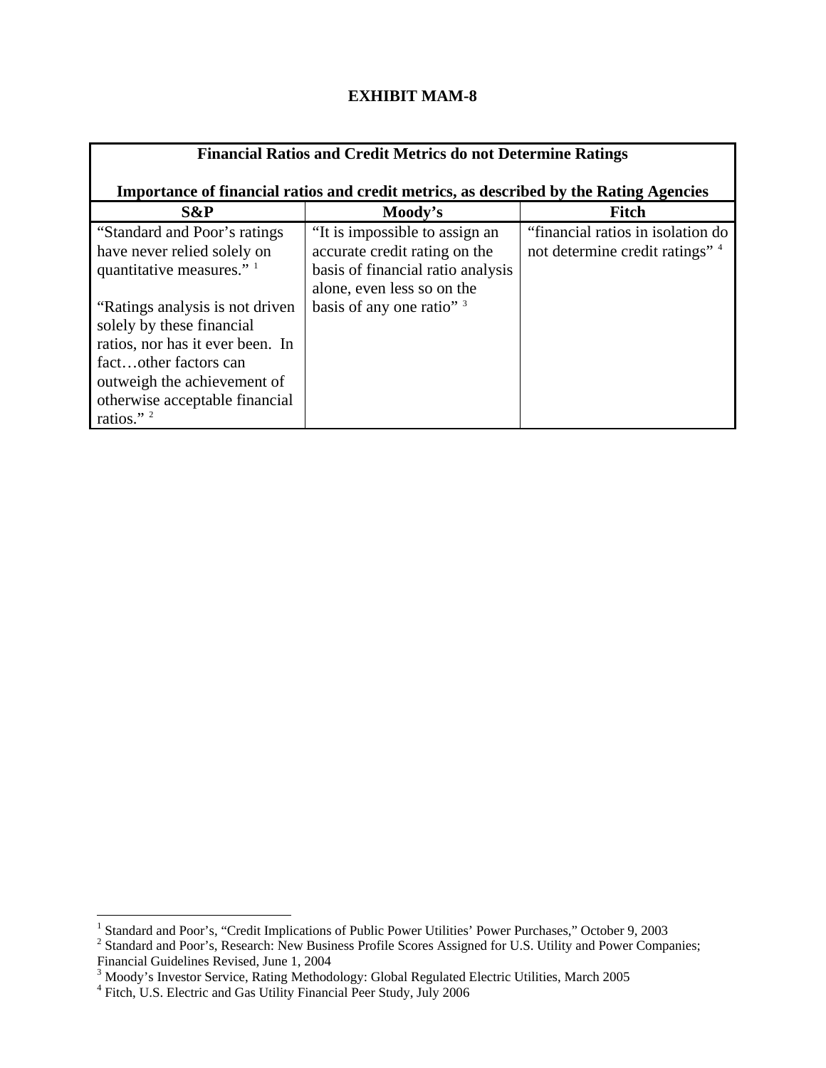# EXHIBIT MAM-8

| Financial Ratios and Credit Metrics do not Determine Ratings<br><br>Importance of financial ratios and credit metrics, as described by the Rating Agencies | | |
|---|---|---|
| **S&P** | **Moody's** | **Fitch** |
| "Standard and Poor's ratings have never relied solely on quantitative measures." [1]<br><br>"Ratings analysis is not driven solely by these financial ratios, nor has it ever been. In fact…other factors can outweigh the achievement of otherwise acceptable financial ratios." [2] | "It is impossible to assign an accurate credit rating on the basis of financial ratio analysis alone, even less so on the basis of any one ratio" [3] | "financial ratios in isolation do not determine credit ratings" [4] |

[1] Standard and Poor's, "Credit Implications of Public Power Utilities' Power Purchases," October 9, 2003

[2] Standard and Poor's, Research: New Business Profile Scores Assigned for U.S. Utility and Power Companies; Financial Guidelines Revised, June 1, 2004

[3] Moody's Investor Service, Rating Methodology: Global Regulated Electric Utilities, March 2005

[4] Fitch, U.S. Electric and Gas Utility Financial Peer Study, July 2006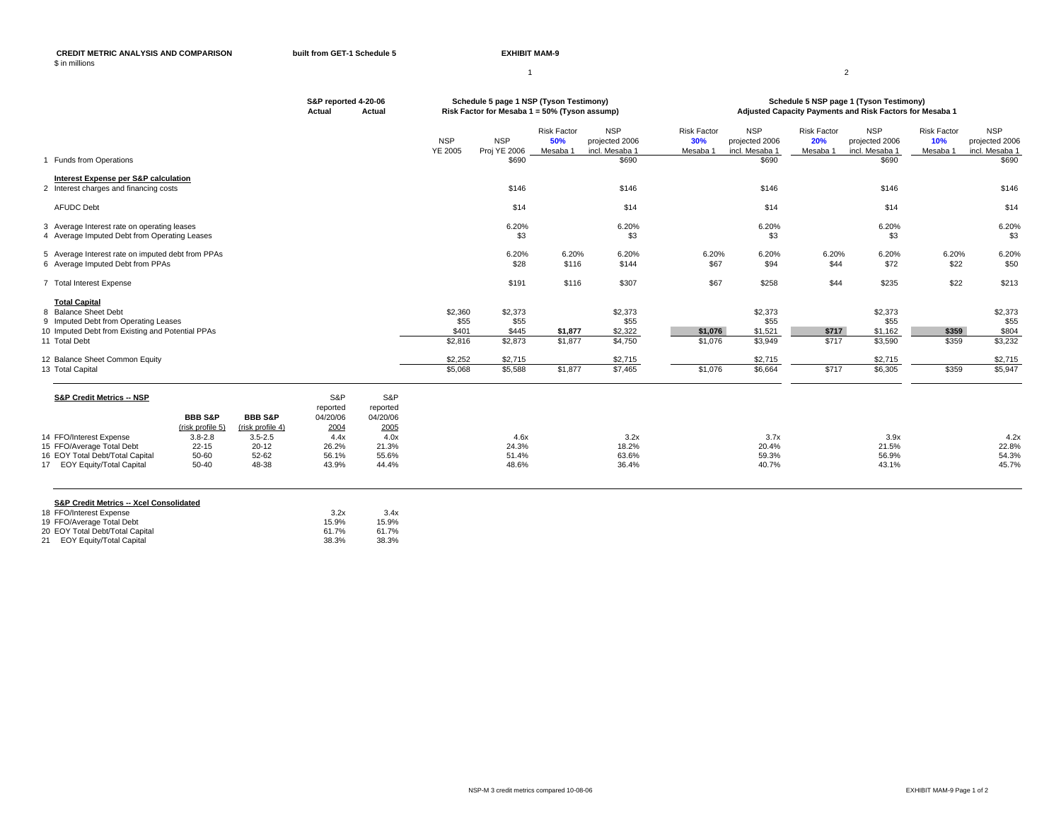**CREDIT METRIC ANALYSIS AND COMPARISON** **built from GET-1 Schedule 5** **EXHIBIT MAM-9**

$ in millions

| | S&P reported 4-20-06 Actual | Actual | Schedule 5 page 1 NSP (Tyson Testimony) Risk Factor for Mesaba 1 = 50% (Tyson assump) | | | | Schedule 5 NSP page 1 (Tyson Testimony) Adjusted Capacity Payments and Risk Factors for Mesaba 1 | | | | | |
|---|---|---|---|---|---|---|---|---|---|---|---|---|
| | | | 1 | | | | 2 | | | | | |
| | | | NSP YE 2005 | NSP Proj YE 2006 | Risk Factor 50% Mesaba 1 | NSP projected 2006 incl. Mesaba 1 | Risk Factor 30% Mesaba 1 | NSP projected 2006 incl. Mesaba 1 | Risk Factor 20% Mesaba 1 | NSP projected 2006 incl. Mesaba 1 | Risk Factor 10% Mesaba 1 | NSP projected 2006 incl. Mesaba 1 |
| 1 Funds from Operations | | | | $690 | | $690 | | $690 | | $690 | | $690 |
| **Interest Expense per S&P calculation** | | | | | | | | | | | | |
| 2 Interest charges and financing costs | | | | $146 | | $146 | | $146 | | $146 | | $146 |
| AFUDC Debt | | | | $14 | | $14 | | $14 | | $14 | | $14 |
| 3 Average Interest rate on operating leases | | | | 6.20% | | 6.20% | | 6.20% | | 6.20% | | 6.20% |
| 4 Average Imputed Debt from Operating Leases | | | | $3 | | $3 | | $3 | | $3 | | $3 |
| 5 Average Interest rate on imputed debt from PPAs | | | | 6.20% | 6.20% | 6.20% | 6.20% | 6.20% | 6.20% | 6.20% | 6.20% | 6.20% |
| 6 Average Imputed Debt from PPAs | | | | $28 | $116 | $144 | $67 | $94 | $44 | $72 | $22 | $50 |
| 7 Total Interest Expense | | | | $191 | $116 | $307 | $67 | $258 | $44 | $235 | $22 | $213 |
| **Total Capital** | | | | | | | | | | | | |
| 8 Balance Sheet Debt | | | $2,360 | $2,373 | | $2,373 | | $2,373 | | $2,373 | | $2,373 |
| 9 Imputed Debt from Operating Leases | | | $55 | $55 | | $55 | | $55 | | $55 | | $55 |
| 10 Imputed Debt from Existing and Potential PPAs | | | $401 | $445 | **$1,877** | $2,322 | **$1,076** | $1,521 | **$717** | $1,162 | **$359** | $804 |
| 11 Total Debt | | | $2,816 | $2,873 | $1,877 | $4,750 | $1,076 | $3,949 | $717 | $3,590 | $359 | $3,232 |
| 12 Balance Sheet Common Equity | | | $2,252 | $2,715 | | $2,715 | | $2,715 | | $2,715 | | $2,715 |
| 13 Total Capital | | | $5,068 | $5,588 | $1,877 | $7,465 | $1,076 | $6,664 | $717 | $6,305 | $359 | $5,947 |

| **S&P Credit Metrics -- NSP** | BBB S&P (risk profile 5) | BBB S&P (risk profile 4) | S&P reported 04/20/06 2004 | S&P reported 04/20/06 2005 | NSP Proj YE 2006 | NSP projected 2006 incl. Mesaba 1 (50%) | NSP projected 2006 incl. Mesaba 1 (30%) | NSP projected 2006 incl. Mesaba 1 (20%) | NSP projected 2006 incl. Mesaba 1 (10%) |
|---|---|---|---|---|---|---|---|---|---|
| 14 FFO/Interest Expense | 3.8-2.8 | 3.5-2.5 | 4.4x | 4.0x | 4.6x | 3.2x | 3.7x | 3.9x | 4.2x |
| 15 FFO/Average Total Debt | 22-15 | 20-12 | 26.2% | 21.3% | 24.3% | 18.2% | 20.4% | 21.5% | 22.8% |
| 16 EOY Total Debt/Total Capital | 50-60 | 52-62 | 56.1% | 55.6% | 51.4% | 63.6% | 59.3% | 56.9% | 54.3% |
| 17 EOY Equity/Total Capital | 50-40 | 48-38 | 43.9% | 44.4% | 48.6% | 36.4% | 40.7% | 43.1% | 45.7% |

| **S&P Credit Metrics -- Xcel Consolidated** | 2004 | 2005 |
|---|---|---|
| 18 FFO/Interest Expense | 3.2x | 3.4x |
| 19 FFO/Average Total Debt | 15.9% | 15.9% |
| 20 EOY Total Debt/Total Capital | 61.7% | 61.7% |
| 21 EOY Equity/Total Capital | 38.3% | 38.3% |

NSP-M 3 credit metrics compared 10-08-06

EXHIBIT MAM-9 Page 1 of 2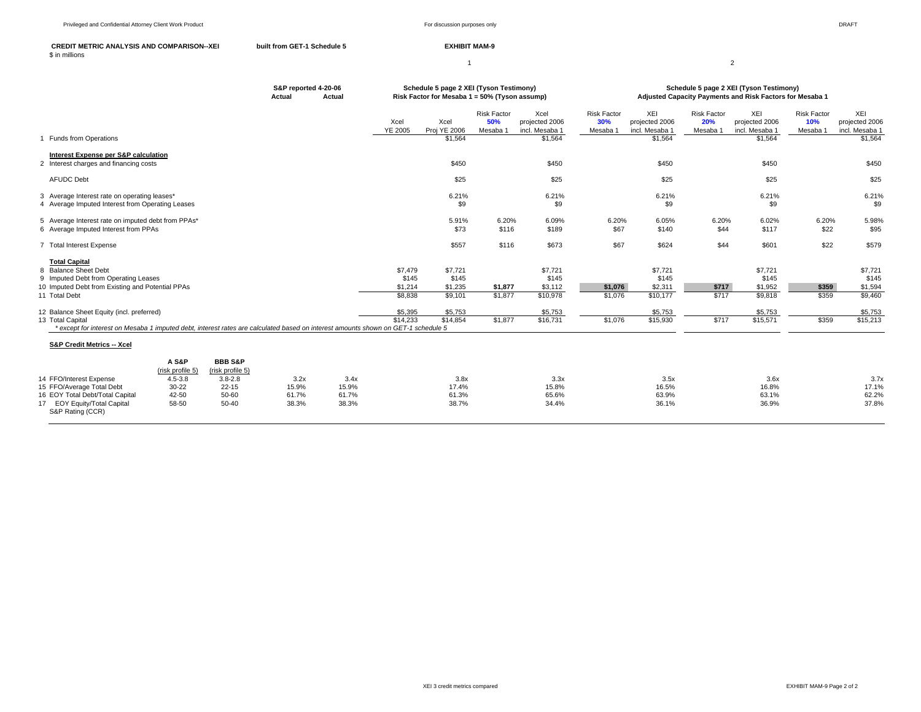Privileged and Confidential Attorney Client Work Product — For discussion purposes only — DRAFT

**CREDIT METRIC ANALYSIS AND COMPARISON--XEI** **built from GET-1 Schedule 5** **EXHIBIT MAM-9**

$ in millions

| | | | S&P reported 4-20-06 | | Schedule 5 page 2 XEI (Tyson Testimony) Risk Factor for Mesaba 1 = 50% (Tyson assump) | | | | Schedule 5 page 2 XEI (Tyson Testimony) Adjusted Capacity Payments and Risk Factors for Mesaba 1 | | | | | |
|---|---|---|---|---|---|---|---|---|---|---|---|---|---|---|
| | | | Actual | Actual | Xcel YE 2005 | Xcel Proj YE 2006 | Risk Factor 50% Mesaba 1 | Xcel projected 2006 incl. Mesaba 1 | Risk Factor 30% Mesaba 1 | XEI projected 2006 incl. Mesaba 1 | Risk Factor 20% Mesaba 1 | XEI projected 2006 incl. Mesaba 1 | Risk Factor 10% Mesaba 1 | XEI projected 2006 incl. Mesaba 1 |
| 1 Funds from Operations | | | | | | $1,564 | | $1,564 | | $1,564 | | $1,564 | | $1,564 |
| **Interest Expense per S&P calculation** | | | | | | | | | | | | | | |
| 2 Interest charges and financing costs | | | | | | $450 | | $450 | | $450 | | $450 | | $450 |
| AFUDC Debt | | | | | | $25 | | $25 | | $25 | | $25 | | $25 |
| 3 Average Interest rate on operating leases* | | | | | | 6.21% | | 6.21% | | 6.21% | | 6.21% | | 6.21% |
| 4 Average Imputed Interest from Operating Leases | | | | | | $9 | | $9 | | $9 | | $9 | | $9 |
| 5 Average Interest rate on imputed debt from PPAs* | | | | | | 5.91% | 6.20% | 6.09% | 6.20% | 6.05% | 6.20% | 6.02% | 6.20% | 5.98% |
| 6 Average Imputed Interest from PPAs | | | | | | $73 | $116 | $189 | $67 | $140 | $44 | $117 | $22 | $95 |
| 7 Total Interest Expense | | | | | | $557 | $116 | $673 | $67 | $624 | $44 | $601 | $22 | $579 |
| **Total Capital** | | | | | | | | | | | | | | |
| 8 Balance Sheet Debt | | | | | $7,479 | $7,721 | | $7,721 | | $7,721 | | $7,721 | | $7,721 |
| 9 Imputed Debt from Operating Leases | | | | | $145 | $145 | | $145 | | $145 | | $145 | | $145 |
| 10 Imputed Debt from Existing and Potential PPAs | | | | | $1,214 | $1,235 | **$1,877** | $3,112 | **$1,076** | $2,311 | **$717** | $1,952 | **$359** | $1,594 |
| 11 Total Debt | | | | | $8,838 | $9,101 | $1,877 | $10,978 | $1,076 | $10,177 | $717 | $9,818 | $359 | $9,460 |
| 12 Balance Sheet Equity (incl. preferred) | | | | | $5,395 | $5,753 | | $5,753 | | $5,753 | | $5,753 | | $5,753 |
| 13 Total Capital | | | | | $14,233 | $14,854 | $1,877 | $16,731 | $1,076 | $15,930 | $717 | $15,571 | $359 | $15,213 |

*\* except for interest on Mesaba 1 imputed debt, interest rates are calculated based on interest amounts shown on GET-1 schedule 5*

**S&P Credit Metrics -- Xcel**

| | A S&P (risk profile 5) | BBB S&P (risk profile 5) | Actual | Actual | Xcel Proj YE 2006 | Xcel projected 2006 incl. Mesaba 1 (50%) | XEI projected 2006 incl. Mesaba 1 (30%) | XEI projected 2006 incl. Mesaba 1 (20%) | XEI projected 2006 incl. Mesaba 1 (10%) |
|---|---|---|---|---|---|---|---|---|---|
| 14 FFO/Interest Expense | 4.5-3.8 | 3.8-2.8 | 3.2x | 3.4x | 3.8x | 3.3x | 3.5x | 3.6x | 3.7x |
| 15 FFO/Average Total Debt | 30-22 | 22-15 | 15.9% | 15.9% | 17.4% | 15.8% | 16.5% | 16.8% | 17.1% |
| 16 EOY Total Debt/Total Capital | 42-50 | 50-60 | 61.7% | 61.7% | 61.3% | 65.6% | 63.9% | 63.1% | 62.2% |
| 17 EOY Equity/Total Capital | 58-50 | 50-40 | 38.3% | 38.3% | 38.7% | 34.4% | 36.1% | 36.9% | 37.8% |
| S&P Rating (CCR) | | | | | | | | | |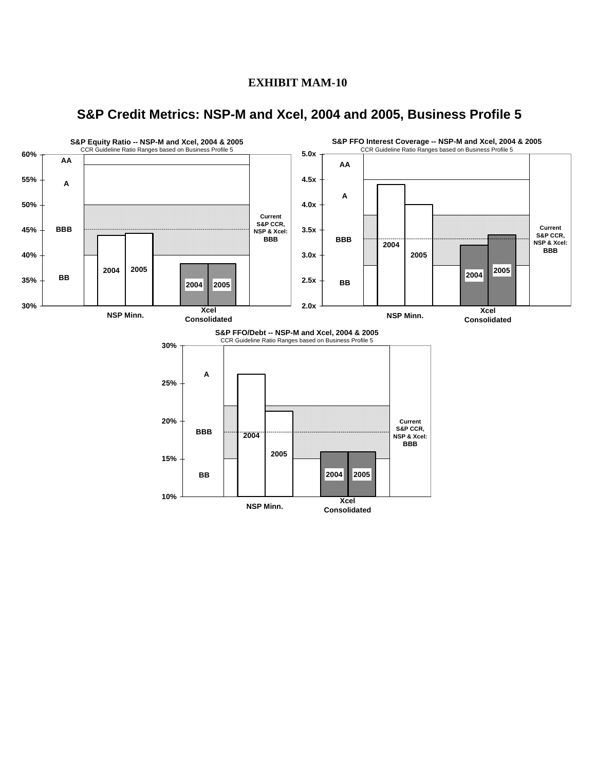# EXHIBIT MAM-10

## S&P Credit Metrics: NSP-M and Xcel, 2004 and 2005, Business Profile 5

**S&P Equity Ratio -- NSP-M and Xcel, 2004 & 2005**

CCR Guideline Ratio Ranges based on Business Profile 5

60%
55%
50%
45%
40%
35%
30%

AA
A
BBB
BB

2004
2005
2004
2005

NSP Minn.
Xcel Consolidated

Current S&P CCR, NSP & Xcel: BBB

**S&P FFO Interest Coverage -- NSP-M and Xcel, 2004 & 2005**

CCR Guideline Ratio Ranges based on Business Profile 5

5.0x
4.5x
4.0x
3.5x
3.0x
2.5x
2.0x

AA
A
BBB
BB

2004
2005
2004
2005

NSP Minn.
Xcel Consolidated

Current S&P CCR, NSP & Xcel: BBB

**S&P FFO/Debt -- NSP-M and Xcel, 2004 & 2005**

CCR Guideline Ratio Ranges based on Business Profile 5

30%
25%
20%
15%
10%

A
BBB
BB

2004
2005
2004
2005

NSP Minn.
Xcel Consolidated

Current S&P CCR, NSP & Xcel: BBB